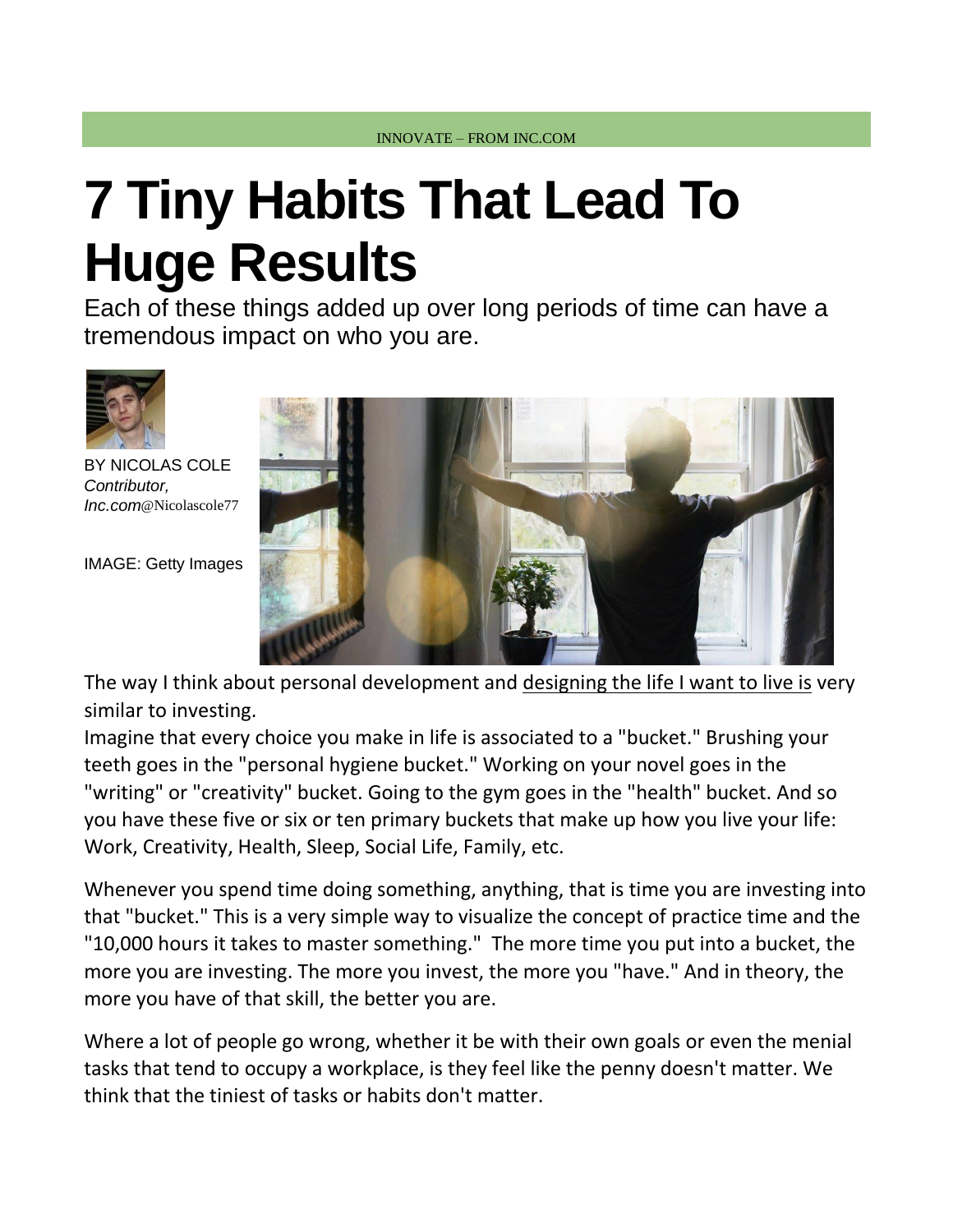INNOVATE – FROM INC.COM

# 7 Tiny Habits That Lead To Huge Results

Each of these things added up over long periods of time can have a tremendous impact on who you are.

BY NICOLAS COLE
*Contributor, Inc.com*@Nicolascole77

IMAGE: Getty Images

The way I think about personal development and designing the life I want to live is very similar to investing.

Imagine that every choice you make in life is associated to a "bucket." Brushing your teeth goes in the "personal hygiene bucket." Working on your novel goes in the "writing" or "creativity" bucket. Going to the gym goes in the "health" bucket. And so you have these five or six or ten primary buckets that make up how you live your life: Work, Creativity, Health, Sleep, Social Life, Family, etc.

Whenever you spend time doing something, anything, that is time you are investing into that "bucket." This is a very simple way to visualize the concept of practice time and the "10,000 hours it takes to master something." The more time you put into a bucket, the more you are investing. The more you invest, the more you "have." And in theory, the more you have of that skill, the better you are.

Where a lot of people go wrong, whether it be with their own goals or even the menial tasks that tend to occupy a workplace, is they feel like the penny doesn't matter. We think that the tiniest of tasks or habits don't matter.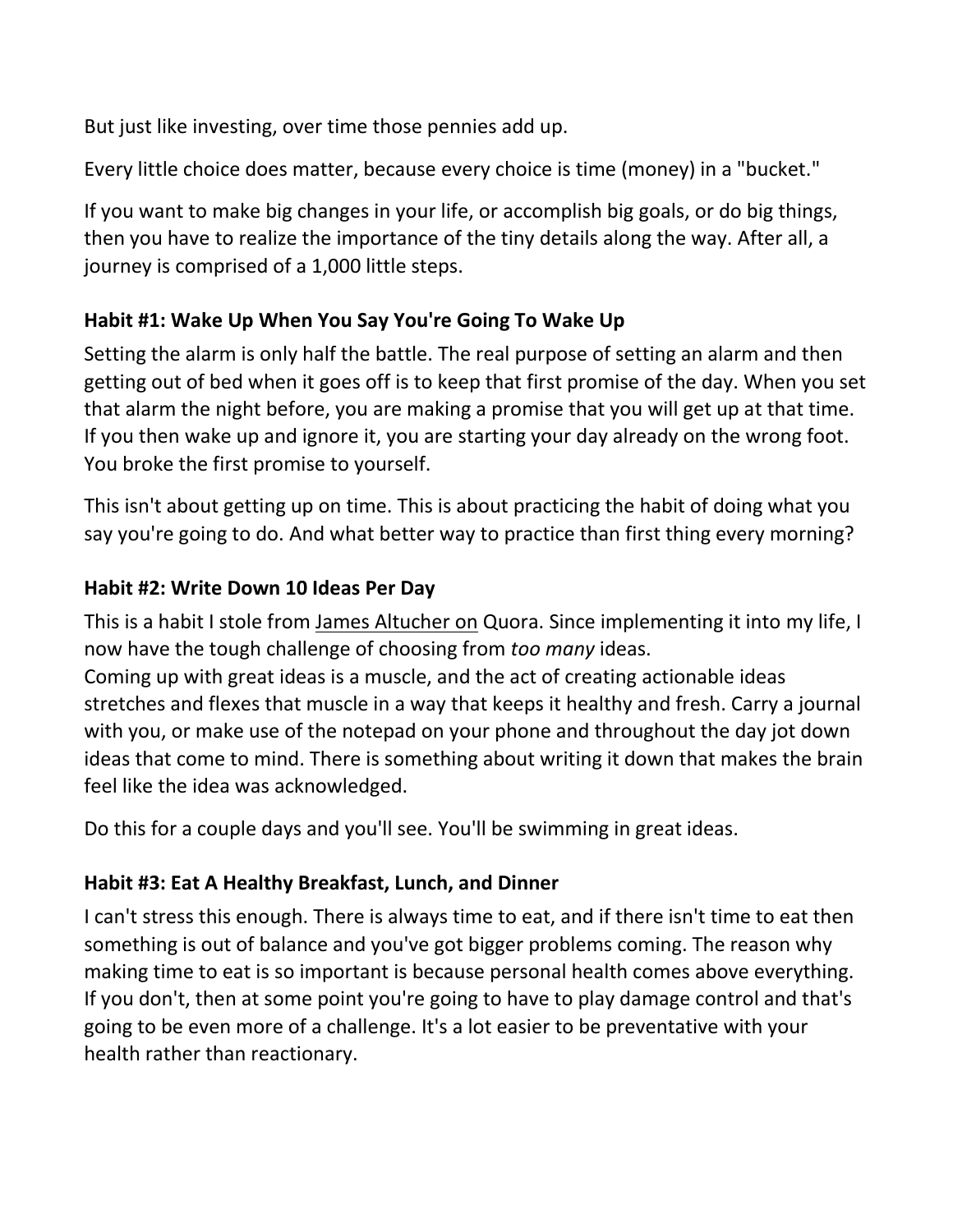But just like investing, over time those pennies add up.

Every little choice does matter, because every choice is time (money) in a "bucket."

If you want to make big changes in your life, or accomplish big goals, or do big things, then you have to realize the importance of the tiny details along the way. After all, a journey is comprised of a 1,000 little steps.

**Habit #1: Wake Up When You Say You're Going To Wake Up**

Setting the alarm is only half the battle. The real purpose of setting an alarm and then getting out of bed when it goes off is to keep that first promise of the day. When you set that alarm the night before, you are making a promise that you will get up at that time. If you then wake up and ignore it, you are starting your day already on the wrong foot. You broke the first promise to yourself.

This isn't about getting up on time. This is about practicing the habit of doing what you say you're going to do. And what better way to practice than first thing every morning?

**Habit #2: Write Down 10 Ideas Per Day**

This is a habit I stole from James Altucher on Quora. Since implementing it into my life, I now have the tough challenge of choosing from *too many* ideas.
Coming up with great ideas is a muscle, and the act of creating actionable ideas stretches and flexes that muscle in a way that keeps it healthy and fresh. Carry a journal with you, or make use of the notepad on your phone and throughout the day jot down ideas that come to mind. There is something about writing it down that makes the brain feel like the idea was acknowledged.

Do this for a couple days and you'll see. You'll be swimming in great ideas.

**Habit #3: Eat A Healthy Breakfast, Lunch, and Dinner**

I can't stress this enough. There is always time to eat, and if there isn't time to eat then something is out of balance and you've got bigger problems coming. The reason why making time to eat is so important is because personal health comes above everything. If you don't, then at some point you're going to have to play damage control and that's going to be even more of a challenge. It's a lot easier to be preventative with your health rather than reactionary.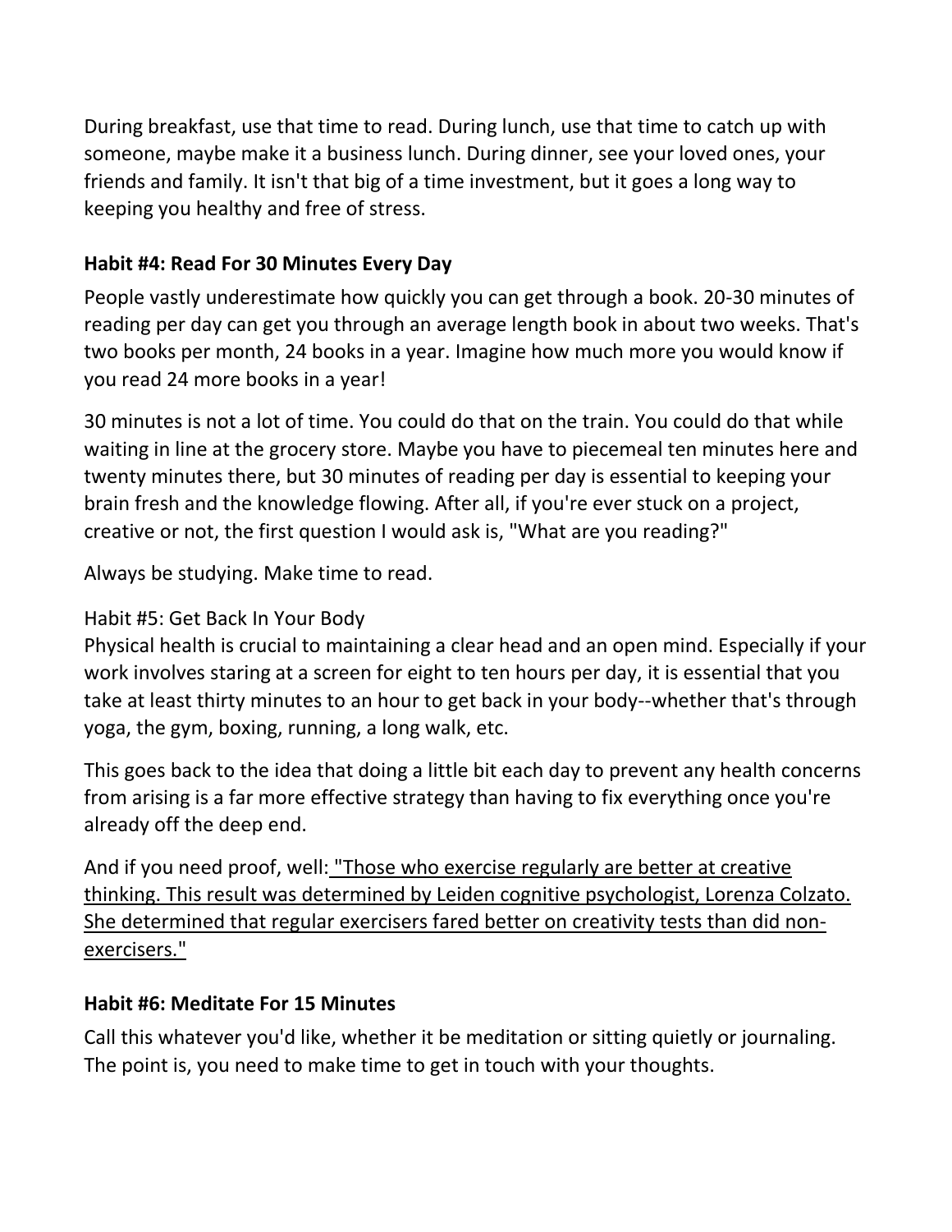During breakfast, use that time to read. During lunch, use that time to catch up with someone, maybe make it a business lunch. During dinner, see your loved ones, your friends and family. It isn't that big of a time investment, but it goes a long way to keeping you healthy and free of stress.

**Habit #4: Read For 30 Minutes Every Day**

People vastly underestimate how quickly you can get through a book. 20-30 minutes of reading per day can get you through an average length book in about two weeks. That's two books per month, 24 books in a year. Imagine how much more you would know if you read 24 more books in a year!

30 minutes is not a lot of time. You could do that on the train. You could do that while waiting in line at the grocery store. Maybe you have to piecemeal ten minutes here and twenty minutes there, but 30 minutes of reading per day is essential to keeping your brain fresh and the knowledge flowing. After all, if you're ever stuck on a project, creative or not, the first question I would ask is, "What are you reading?"

Always be studying. Make time to read.

Habit #5: Get Back In Your Body

Physical health is crucial to maintaining a clear head and an open mind. Especially if your work involves staring at a screen for eight to ten hours per day, it is essential that you take at least thirty minutes to an hour to get back in your body--whether that's through yoga, the gym, boxing, running, a long walk, etc.

This goes back to the idea that doing a little bit each day to prevent any health concerns from arising is a far more effective strategy than having to fix everything once you're already off the deep end.

And if you need proof, well: "Those who exercise regularly are better at creative thinking. This result was determined by Leiden cognitive psychologist, Lorenza Colzato. She determined that regular exercisers fared better on creativity tests than did non-exercisers."

**Habit #6: Meditate For 15 Minutes**

Call this whatever you'd like, whether it be meditation or sitting quietly or journaling. The point is, you need to make time to get in touch with your thoughts.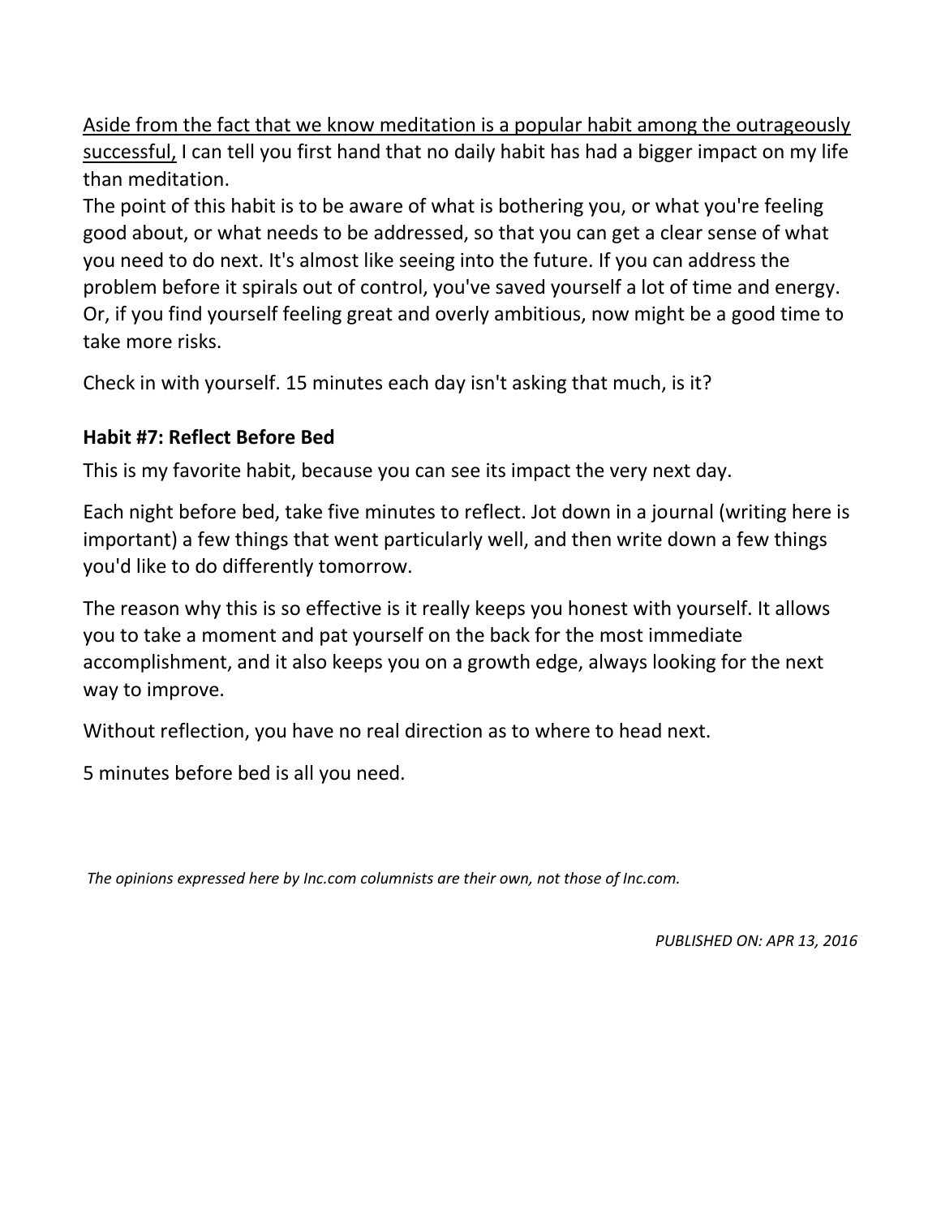Aside from the fact that we know meditation is a popular habit among the outrageously successful, I can tell you first hand that no daily habit has had a bigger impact on my life than meditation.

The point of this habit is to be aware of what is bothering you, or what you're feeling good about, or what needs to be addressed, so that you can get a clear sense of what you need to do next. It's almost like seeing into the future. If you can address the problem before it spirals out of control, you've saved yourself a lot of time and energy. Or, if you find yourself feeling great and overly ambitious, now might be a good time to take more risks.

Check in with yourself. 15 minutes each day isn't asking that much, is it?

**Habit #7: Reflect Before Bed**

This is my favorite habit, because you can see its impact the very next day.

Each night before bed, take five minutes to reflect. Jot down in a journal (writing here is important) a few things that went particularly well, and then write down a few things you'd like to do differently tomorrow.

The reason why this is so effective is it really keeps you honest with yourself. It allows you to take a moment and pat yourself on the back for the most immediate accomplishment, and it also keeps you on a growth edge, always looking for the next way to improve.

Without reflection, you have no real direction as to where to head next.

5 minutes before bed is all you need.

*The opinions expressed here by Inc.com columnists are their own, not those of Inc.com.*

*PUBLISHED ON: APR 13, 2016*